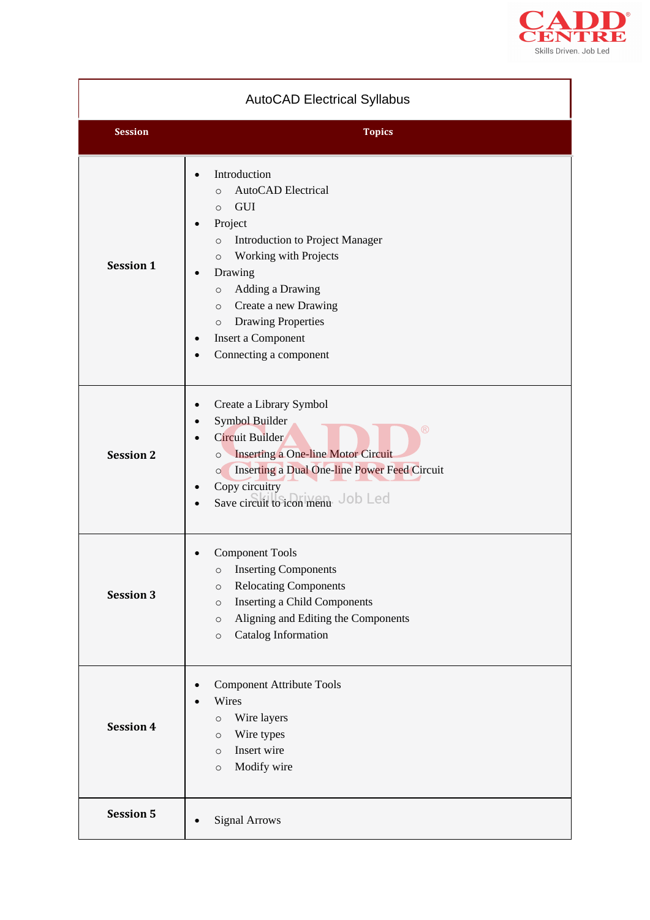# AutoCAD Electrical Syllabus

| Session | Topics |
|---|---|
| **Session 1** | • Introduction<br>  ○ AutoCAD Electrical<br>  ○ GUI<br>• Project<br>  ○ Introduction to Project Manager<br>  ○ Working with Projects<br>• Drawing<br>  ○ Adding a Drawing<br>  ○ Create a new Drawing<br>  ○ Drawing Properties<br>• Insert a Component<br>• Connecting a component |
| **Session 2** | • Create a Library Symbol<br>• Symbol Builder<br>• Circuit Builder<br>  ○ Inserting a One-line Motor Circuit<br>  ○ Inserting a Dual One-line Power Feed Circuit<br>• Copy circuitry<br>• Save circuit to icon menu |
| **Session 3** | • Component Tools<br>  ○ Inserting Components<br>  ○ Relocating Components<br>  ○ Inserting a Child Components<br>  ○ Aligning and Editing the Components<br>  ○ Catalog Information |
| **Session 4** | • Component Attribute Tools<br>• Wires<br>  ○ Wire layers<br>  ○ Wire types<br>  ○ Insert wire<br>  ○ Modify wire |
| **Session 5** | • Signal Arrows |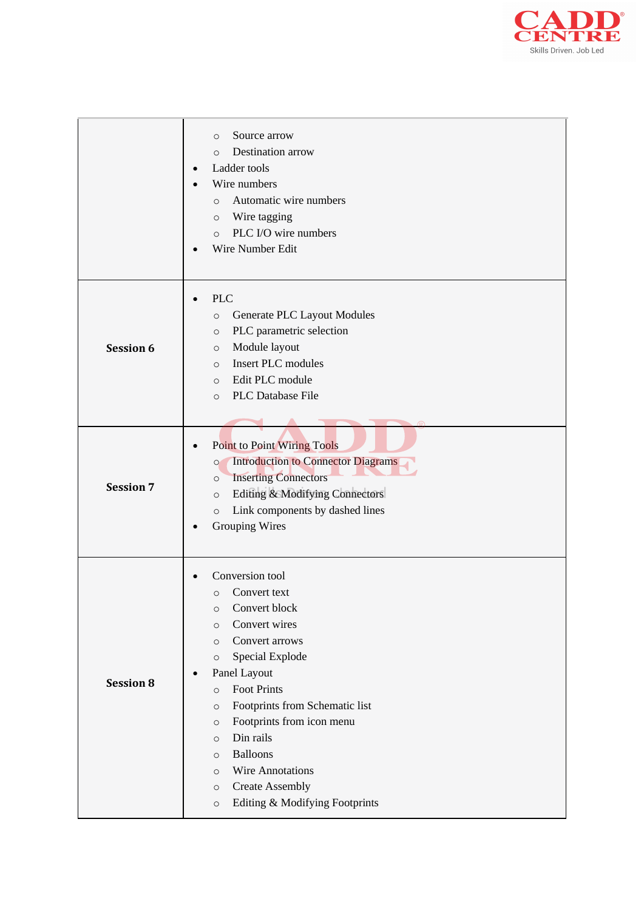| | |
|---|---|
| | ◦ Source arrow<br>◦ Destination arrow<br>• Ladder tools<br>• Wire numbers<br>◦ Automatic wire numbers<br>◦ Wire tagging<br>◦ PLC I/O wire numbers<br>• Wire Number Edit |
| **Session 6** | • PLC<br>◦ Generate PLC Layout Modules<br>◦ PLC parametric selection<br>◦ Module layout<br>◦ Insert PLC modules<br>◦ Edit PLC module<br>◦ PLC Database File |
| **Session 7** | • Point to Point Wiring Tools<br>◦ Introduction to Connector Diagrams<br>◦ Inserting Connectors<br>◦ Editing & Modifying Connectors<br>◦ Link components by dashed lines<br>• Grouping Wires |
| **Session 8** | • Conversion tool<br>◦ Convert text<br>◦ Convert block<br>◦ Convert wires<br>◦ Convert arrows<br>◦ Special Explode<br>• Panel Layout<br>◦ Foot Prints<br>◦ Footprints from Schematic list<br>◦ Footprints from icon menu<br>◦ Din rails<br>◦ Balloons<br>◦ Wire Annotations<br>◦ Create Assembly<br>◦ Editing & Modifying Footprints |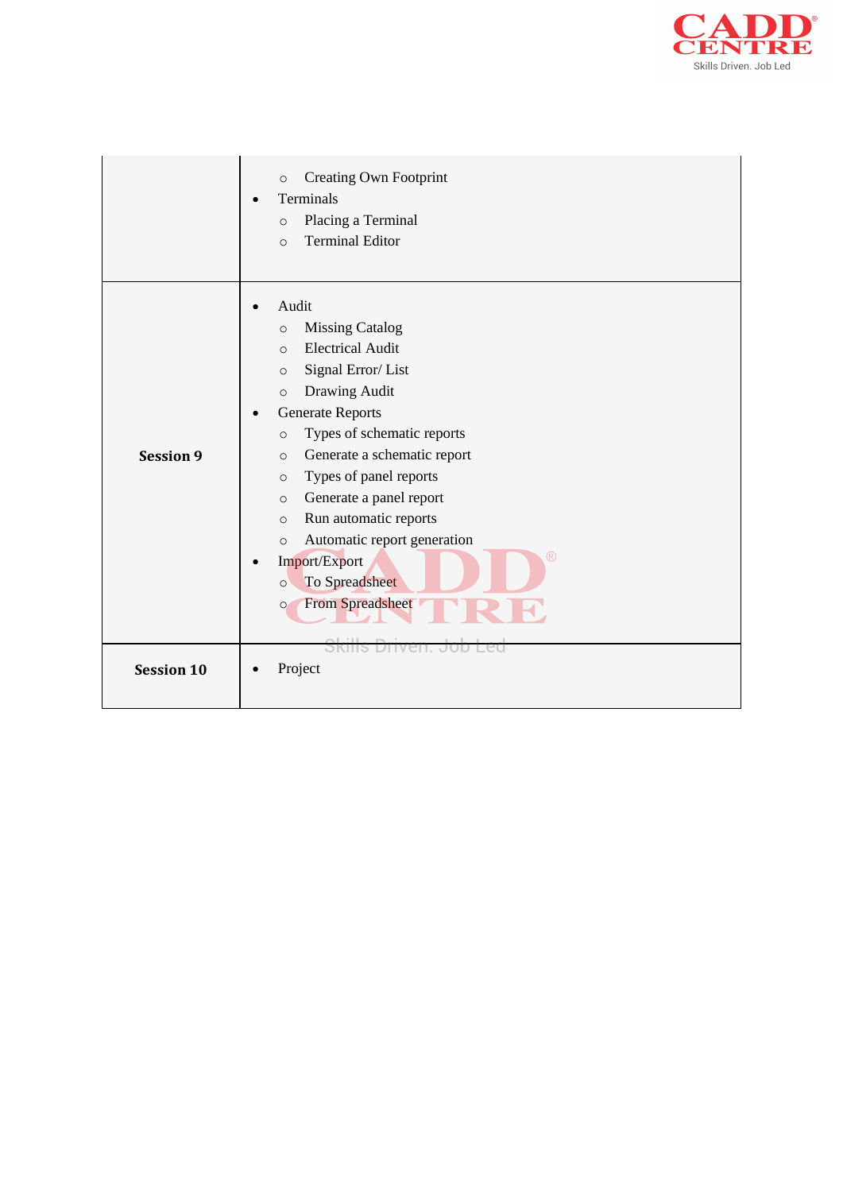| | |
|---|---|
| | ◦ Creating Own Footprint<br>• Terminals<br>◦ Placing a Terminal<br>◦ Terminal Editor |
| **Session 9** | • Audit<br>◦ Missing Catalog<br>◦ Electrical Audit<br>◦ Signal Error/ List<br>◦ Drawing Audit<br>• Generate Reports<br>◦ Types of schematic reports<br>◦ Generate a schematic report<br>◦ Types of panel reports<br>◦ Generate a panel report<br>◦ Run automatic reports<br>◦ Automatic report generation<br>• Import/Export<br>◦ To Spreadsheet<br>◦ From Spreadsheet |
| **Session 10** | • Project |